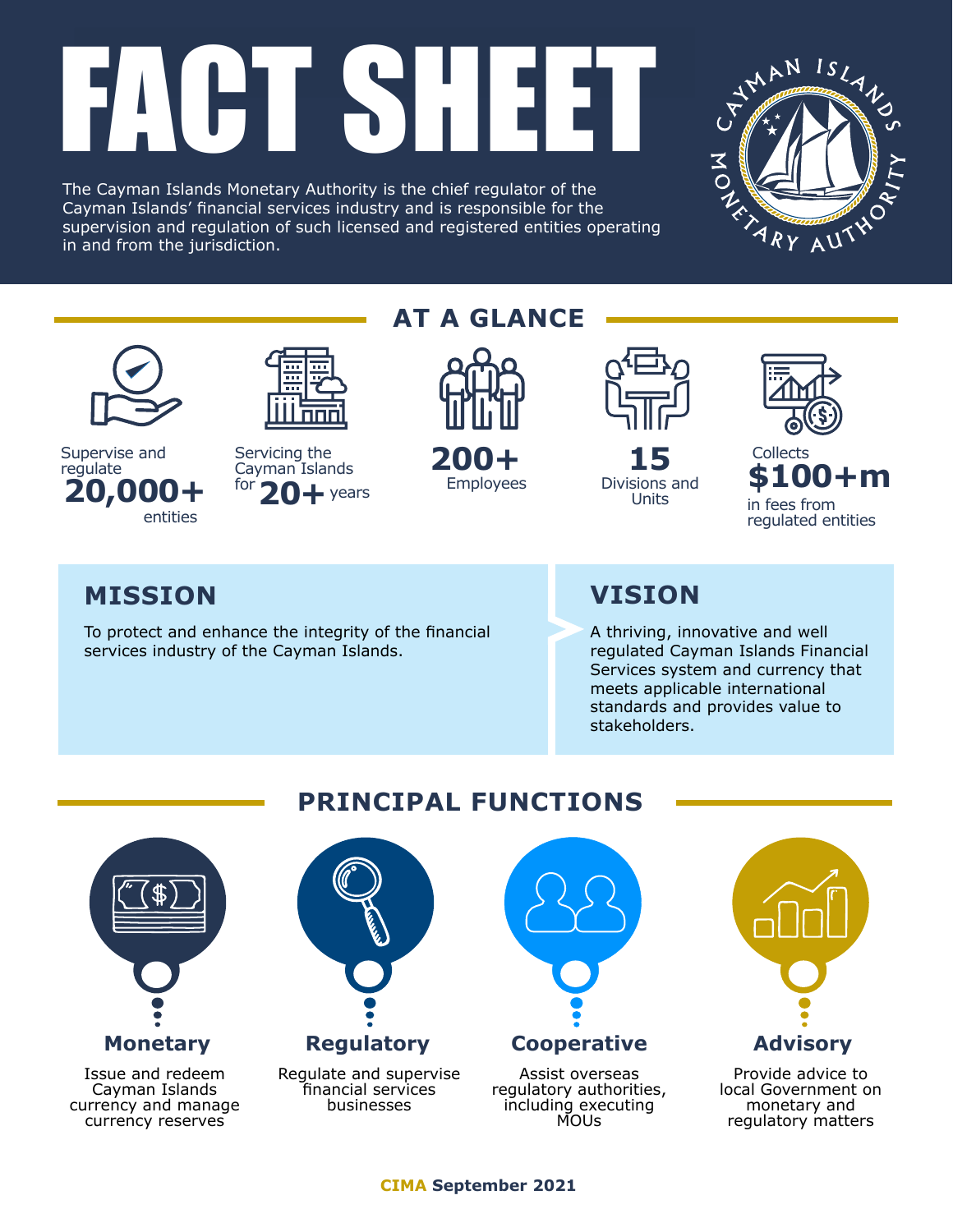# FACT SHEET

The Cayman Islands Monetary Authority is the chief regulator of the Cayman Islands' financial services industry and is responsible for the supervision and regulation of such licensed and registered entities operating in and from the jurisdiction.

## AT A GLANCE

- Supervise and regulate **20,000+** entities
- Servicing the Cayman Islands for **20+** years
- **200+** Employees
- **15** Divisions and Units
- Collects **$100+m** in fees from regulated entities

## MISSION

To protect and enhance the integrity of the financial services industry of the Cayman Islands.

## VISION

A thriving, innovative and well regulated Cayman Islands Financial Services system and currency that meets applicable international standards and provides value to stakeholders.

## PRINCIPAL FUNCTIONS

### Monetary

Issue and redeem Cayman Islands currency and manage currency reserves

### Regulatory

Regulate and supervise financial services businesses

### Cooperative

Assist overseas regulatory authorities, including executing MOUs

### Advisory

Provide advice to local Government on monetary and regulatory matters

**CIMA September 2021**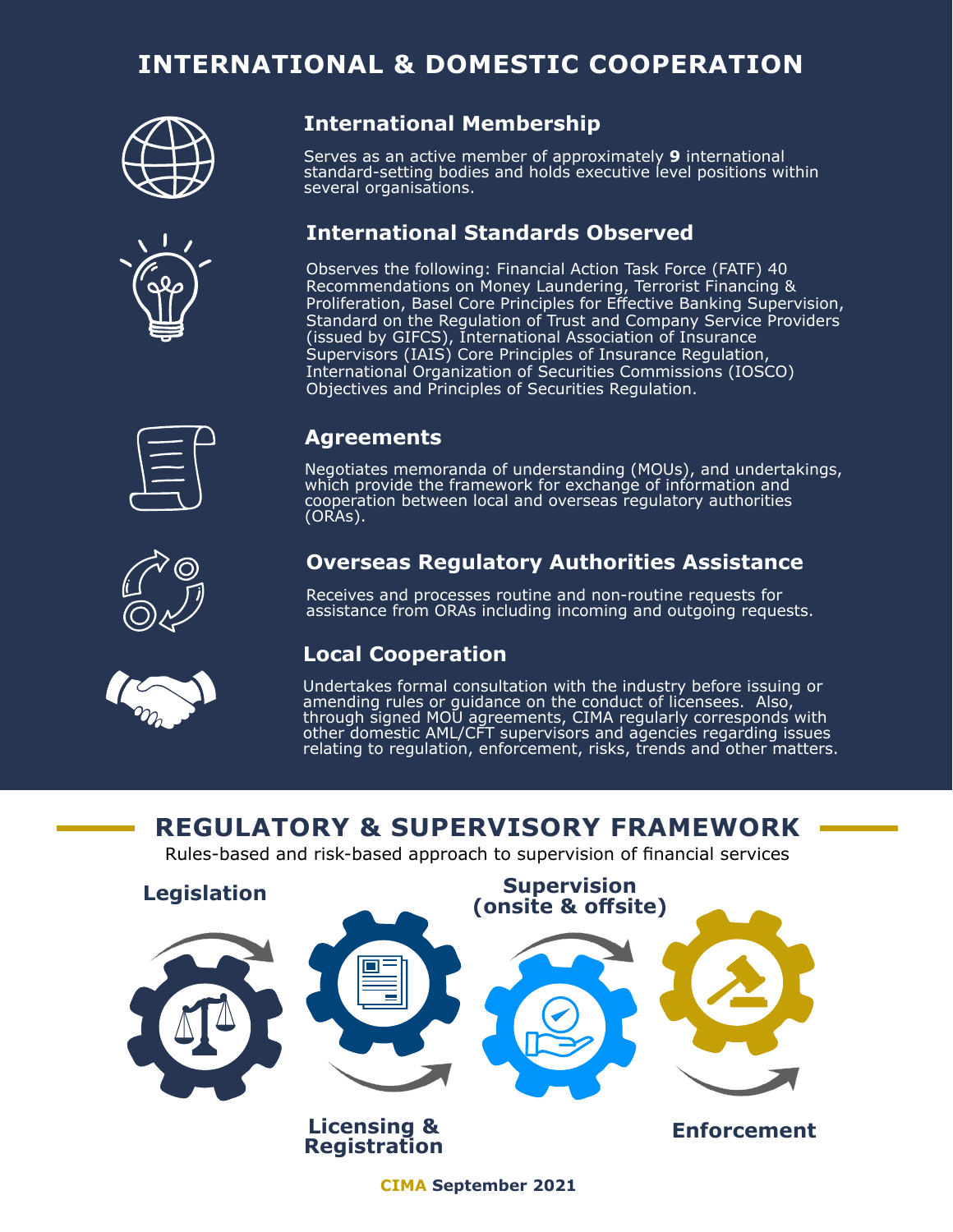# INTERNATIONAL & DOMESTIC COOPERATION

## International Membership

Serves as an active member of approximately **9** international standard-setting bodies and holds executive level positions within several organisations.

## International Standards Observed

Observes the following: Financial Action Task Force (FATF) 40 Recommendations on Money Laundering, Terrorist Financing & Proliferation, Basel Core Principles for Effective Banking Supervision, Standard on the Regulation of Trust and Company Service Providers (issued by GIFCS), International Association of Insurance Supervisors (IAIS) Core Principles of Insurance Regulation, International Organization of Securities Commissions (IOSCO) Objectives and Principles of Securities Regulation.

## Agreements

Negotiates memoranda of understanding (MOUs), and undertakings, which provide the framework for exchange of information and cooperation between local and overseas regulatory authorities (ORAs).

## Overseas Regulatory Authorities Assistance

Receives and processes routine and non-routine requests for assistance from ORAs including incoming and outgoing requests.

## Local Cooperation

Undertakes formal consultation with the industry before issuing or amending rules or guidance on the conduct of licensees. Also, through signed MOU agreements, CIMA regularly corresponds with other domestic AML/CFT supervisors and agencies regarding issues relating to regulation, enforcement, risks, trends and other matters.

# REGULATORY & SUPERVISORY FRAMEWORK

Rules-based and risk-based approach to supervision of financial services

- **Legislation**
- **Licensing & Registration**
- **Supervision (onsite & offsite)**
- **Enforcement**

**CIMA September 2021**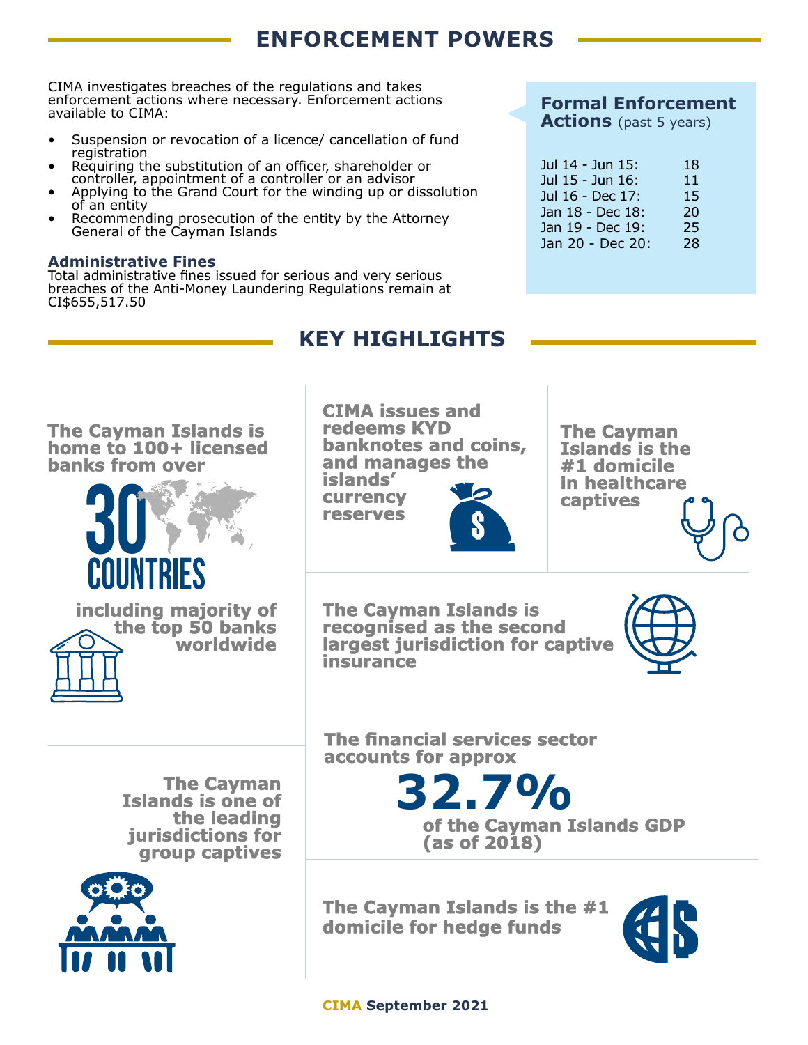## ENFORCEMENT POWERS

CIMA investigates breaches of the regulations and takes enforcement actions where necessary. Enforcement actions available to CIMA:

- Suspension or revocation of a licence/ cancellation of fund registration
- Requiring the substitution of an officer, shareholder or controller, appointment of a controller or an advisor
- Applying to the Grand Court for the winding up or dissolution of an entity
- Recommending prosecution of the entity by the Attorney General of the Cayman Islands

### Administrative Fines

Total administrative fines issued for serious and very serious breaches of the Anti-Money Laundering Regulations remain at CI$655,517.50

### Formal Enforcement Actions (past 5 years)

| Period | Actions |
|---|---|
| Jul 14 - Jun 15: | 18 |
| Jul 15 - Jun 16: | 11 |
| Jul 16 - Dec 17: | 15 |
| Jan 18 - Dec 18: | 20 |
| Jan 19 - Dec 19: | 25 |
| Jan 20 - Dec 20: | 28 |

## KEY HIGHLIGHTS

**The Cayman Islands is home to 100+ licensed banks from over 30 COUNTRIES including majority of the top 50 banks worldwide**

**CIMA issues and redeems KYD banknotes and coins, and manages the islands' currency reserves**

**The Cayman Islands is the #1 domicile in healthcare captives**

**The Cayman Islands is recognised as the second largest jurisdiction for captive insurance**

**The Cayman Islands is one of the leading jurisdictions for group captives**

**The financial services sector accounts for approx 32.7% of the Cayman Islands GDP (as of 2018)**

**The Cayman Islands is the #1 domicile for hedge funds**

CIMA September 2021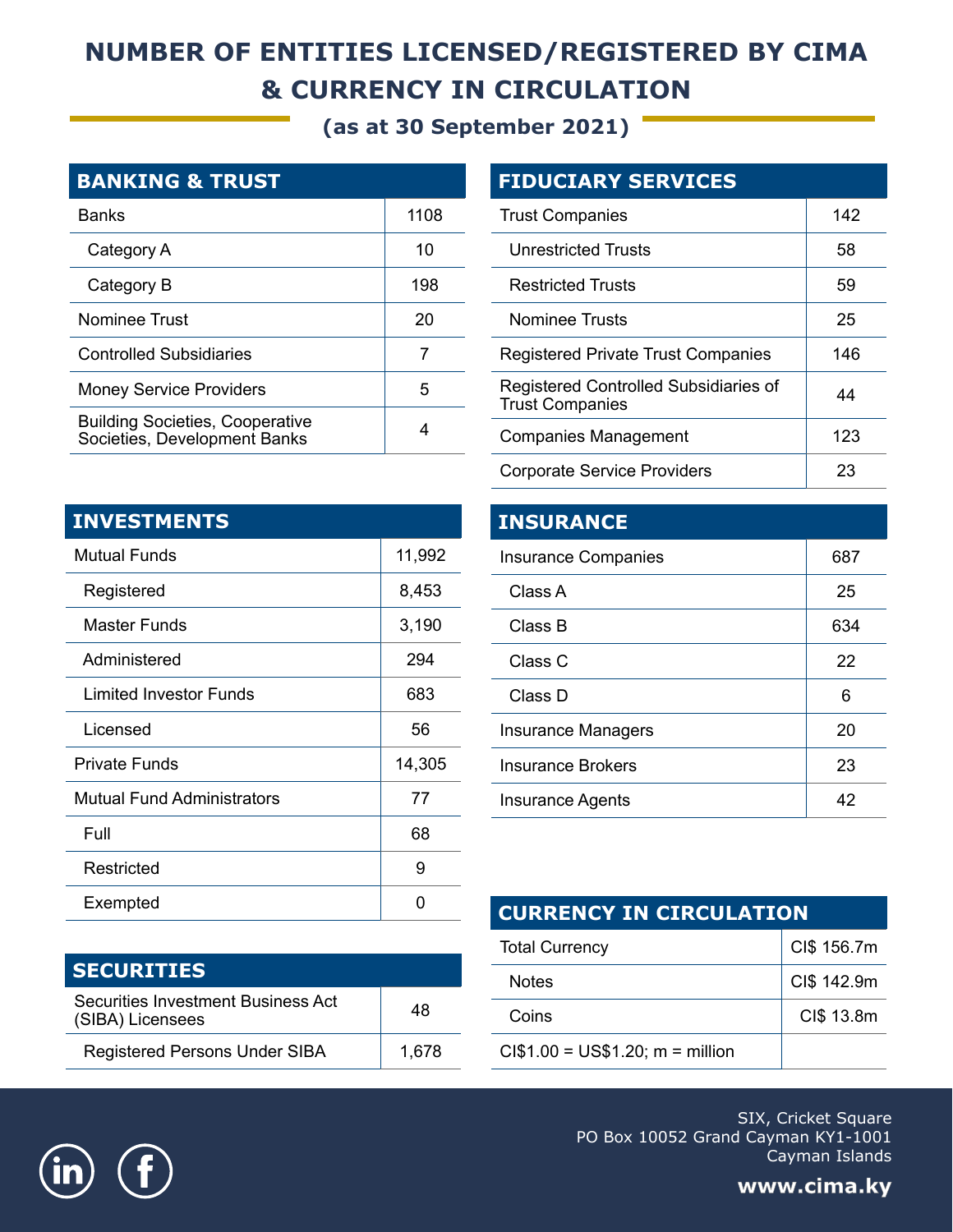# NUMBER OF ENTITIES LICENSED/REGISTERED BY CIMA & CURRENCY IN CIRCULATION

**(as at 30 September 2021)**

## BANKING & TRUST

| | |
|---|---|
| Banks | 1108 |
| Category A | 10 |
| Category B | 198 |
| Nominee Trust | 20 |
| Controlled Subsidiaries | 7 |
| Money Service Providers | 5 |
| Building Societies, Cooperative Societies, Development Banks | 4 |

## FIDUCIARY SERVICES

| | |
|---|---|
| Trust Companies | 142 |
| Unrestricted Trusts | 58 |
| Restricted Trusts | 59 |
| Nominee Trusts | 25 |
| Registered Private Trust Companies | 146 |
| Registered Controlled Subsidiaries of Trust Companies | 44 |
| Companies Management | 123 |
| Corporate Service Providers | 23 |

## INVESTMENTS

| | |
|---|---|
| Mutual Funds | 11,992 |
| Registered | 8,453 |
| Master Funds | 3,190 |
| Administered | 294 |
| Limited Investor Funds | 683 |
| Licensed | 56 |
| Private Funds | 14,305 |
| Mutual Fund Administrators | 77 |
| Full | 68 |
| Restricted | 9 |
| Exempted | 0 |

## INSURANCE

| | |
|---|---|
| Insurance Companies | 687 |
| Class A | 25 |
| Class B | 634 |
| Class C | 22 |
| Class D | 6 |
| Insurance Managers | 20 |
| Insurance Brokers | 23 |
| Insurance Agents | 42 |

## SECURITIES

| | |
|---|---|
| Securities Investment Business Act (SIBA) Licensees | 48 |
| Registered Persons Under SIBA | 1,678 |

## CURRENCY IN CIRCULATION

| | |
|---|---|
| Total Currency | CI$ 156.7m |
| Notes | CI$ 142.9m |
| Coins | CI$ 13.8m |
| CI$1.00 = US$1.20; m = million | |

SIX, Cricket Square
PO Box 10052 Grand Cayman KY1-1001
Cayman Islands

**www.cima.ky**